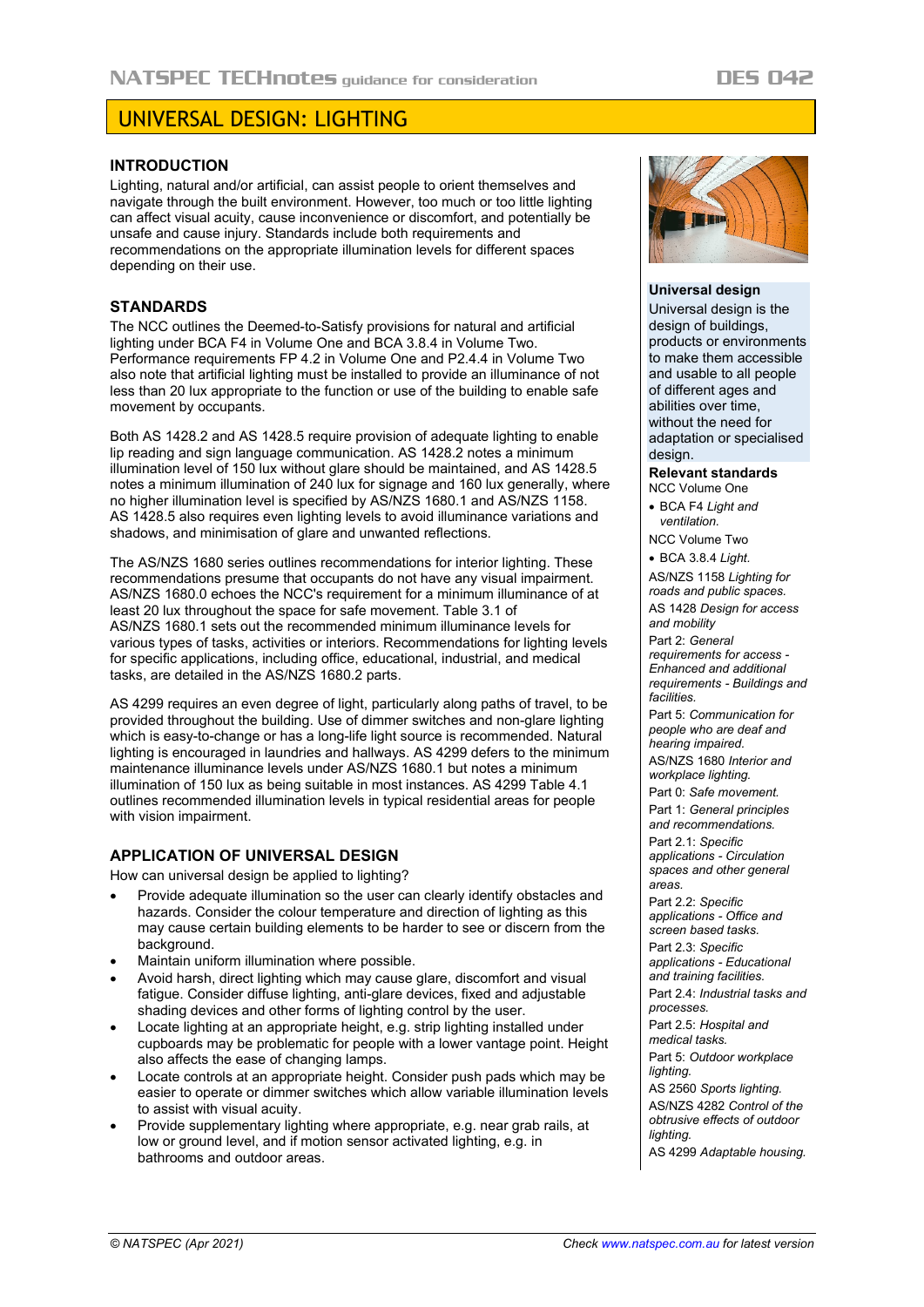# UNIVERSAL DESIGN: LIGHTING

## INTRODUCTION

Lighting, natural and/or artificial, can assist people to orient themselves and navigate through the built environment. However, too much or too little lighting can affect visual acuity, cause inconvenience or discomfort, and potentially be unsafe and cause injury. Standards include both requirements and recommendations on the appropriate illumination levels for different spaces depending on their use.

## STANDARDS

The NCC outlines the Deemed-to-Satisfy provisions for natural and artificial lighting under BCA F4 in Volume One and BCA 3.8.4 in Volume Two. Performance requirements FP 4.2 in Volume One and P2.4.4 in Volume Two also note that artificial lighting must be installed to provide an illuminance of not less than 20 lux appropriate to the function or use of the building to enable safe movement by occupants.

Both AS 1428.2 and AS 1428.5 require provision of adequate lighting to enable lip reading and sign language communication. AS 1428.2 notes a minimum illumination level of 150 lux without glare should be maintained, and AS 1428.5 notes a minimum illumination of 240 lux for signage and 160 lux generally, where no higher illumination level is specified by AS/NZS 1680.1 and AS/NZS 1158. AS 1428.5 also requires even lighting levels to avoid illuminance variations and shadows, and minimisation of glare and unwanted reflections.

The AS/NZS 1680 series outlines recommendations for interior lighting. These recommendations presume that occupants do not have any visual impairment. AS/NZS 1680.0 echoes the NCC's requirement for a minimum illuminance of at least 20 lux throughout the space for safe movement. Table 3.1 of AS/NZS 1680.1 sets out the recommended minimum illuminance levels for various types of tasks, activities or interiors. Recommendations for lighting levels for specific applications, including office, educational, industrial, and medical tasks, are detailed in the AS/NZS 1680.2 parts.

AS 4299 requires an even degree of light, particularly along paths of travel, to be provided throughout the building. Use of dimmer switches and non-glare lighting which is easy-to-change or has a long-life light source is recommended. Natural lighting is encouraged in laundries and hallways. AS 4299 defers to the minimum maintenance illuminance levels under AS/NZS 1680.1 but notes a minimum illumination of 150 lux as being suitable in most instances. AS 4299 Table 4.1 outlines recommended illumination levels in typical residential areas for people with vision impairment.

## APPLICATION OF UNIVERSAL DESIGN

How can universal design be applied to lighting?

- Provide adequate illumination so the user can clearly identify obstacles and hazards. Consider the colour temperature and direction of lighting as this may cause certain building elements to be harder to see or discern from the background.
- Maintain uniform illumination where possible.
- Avoid harsh, direct lighting which may cause glare, discomfort and visual fatigue. Consider diffuse lighting, anti-glare devices, fixed and adjustable shading devices and other forms of lighting control by the user.
- Locate lighting at an appropriate height, e.g. strip lighting installed under cupboards may be problematic for people with a lower vantage point. Height also affects the ease of changing lamps.
- Locate controls at an appropriate height. Consider push pads which may be easier to operate or dimmer switches which allow variable illumination levels to assist with visual acuity.
- Provide supplementary lighting where appropriate, e.g. near grab rails, at low or ground level, and if motion sensor activated lighting, e.g. in bathrooms and outdoor areas.

**Universal design**

Universal design is the design of buildings, products or environments to make them accessible and usable to all people of different ages and abilities over time, without the need for adaptation or specialised design.

**Relevant standards**

NCC Volume One

- BCA F4 *Light and ventilation.*

NCC Volume Two

- BCA 3.8.4 *Light.*

AS/NZS 1158 *Lighting for roads and public spaces.*

AS 1428 *Design for access and mobility*

Part 2: *General requirements for access - Enhanced and additional requirements - Buildings and facilities.*

Part 5: *Communication for people who are deaf and hearing impaired.*

AS/NZS 1680 *Interior and workplace lighting.*

Part 0: *Safe movement.*

Part 1: *General principles and recommendations.*

Part 2.1: *Specific applications - Circulation spaces and other general areas.*

Part 2.2: *Specific applications - Office and screen based tasks.*

Part 2.3: *Specific applications - Educational and training facilities.*

Part 2.4: *Industrial tasks and processes.*

Part 2.5: *Hospital and medical tasks.*

Part 5: *Outdoor workplace lighting.*

AS 2560 *Sports lighting.*

AS/NZS 4282 *Control of the obtrusive effects of outdoor lighting.*

AS 4299 *Adaptable housing.*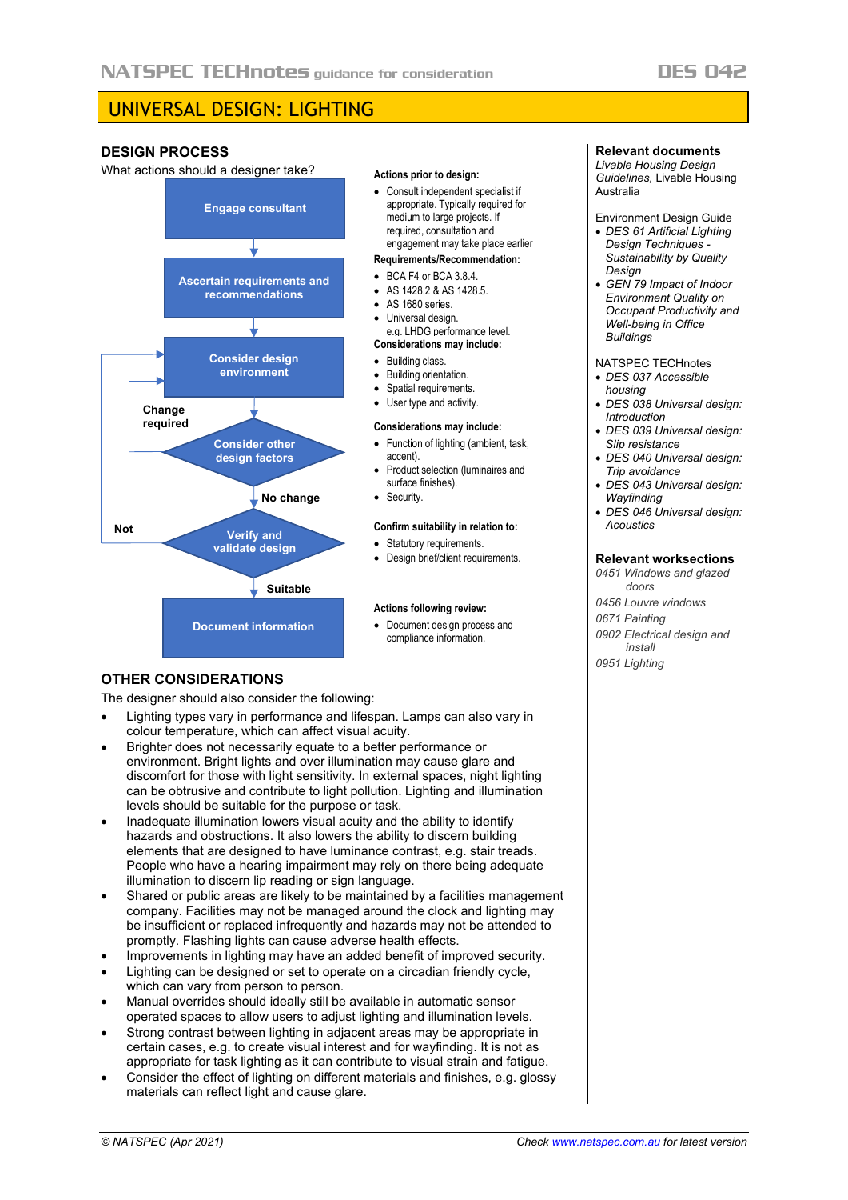# UNIVERSAL DESIGN: LIGHTING

## DESIGN PROCESS

What actions should a designer take?

Engage consultant

Ascertain requirements and recommendations

Consider design environment

Change required

Consider other design factors

No change

Not

Verify and validate design

Suitable

Document information

**Actions prior to design:**

- Consult independent specialist if appropriate. Typically required for medium to large projects. If required, consultation and engagement may take place earlier

**Requirements/Recommendation:**

- BCA F4 or BCA 3.8.4.
- AS 1428.2 & AS 1428.5.
- AS 1680 series.
- Universal design.
  e.g. LHDG performance level.

**Considerations may include:**

- Building class.
- Building orientation.
- Spatial requirements.
- User type and activity.

**Considerations may include:**

- Function of lighting (ambient, task, accent).
- Product selection (luminaires and surface finishes).
- Security.

**Confirm suitability in relation to:**

- Statutory requirements.
- Design brief/client requirements.

**Actions following review:**

- Document design process and compliance information.

## OTHER CONSIDERATIONS

The designer should also consider the following:

- Lighting types vary in performance and lifespan. Lamps can also vary in colour temperature, which can affect visual acuity.
- Brighter does not necessarily equate to a better performance or environment. Bright lights and over illumination may cause glare and discomfort for those with light sensitivity. In external spaces, night lighting can be obtrusive and contribute to light pollution. Lighting and illumination levels should be suitable for the purpose or task.
- Inadequate illumination lowers visual acuity and the ability to identify hazards and obstructions. It also lowers the ability to discern building elements that are designed to have luminance contrast, e.g. stair treads. People who have a hearing impairment may rely on there being adequate illumination to discern lip reading or sign language.
- Shared or public areas are likely to be maintained by a facilities management company. Facilities may not be managed around the clock and lighting may be insufficient or replaced infrequently and hazards may not be attended to promptly. Flashing lights can cause adverse health effects.
- Improvements in lighting may have an added benefit of improved security.
- Lighting can be designed or set to operate on a circadian friendly cycle, which can vary from person to person.
- Manual overrides should ideally still be available in automatic sensor operated spaces to allow users to adjust lighting and illumination levels.
- Strong contrast between lighting in adjacent areas may be appropriate in certain cases, e.g. to create visual interest and for wayfinding. It is not as appropriate for task lighting as it can contribute to visual strain and fatigue.
- Consider the effect of lighting on different materials and finishes, e.g. glossy materials can reflect light and cause glare.

## Relevant documents

*Livable Housing Design Guidelines,* Livable Housing Australia

Environment Design Guide

- *DES 61 Artificial Lighting Design Techniques - Sustainability by Quality Design*
- *GEN 79 Impact of Indoor Environment Quality on Occupant Productivity and Well-being in Office Buildings*

NATSPEC TECHnotes

- *DES 037 Accessible housing*
- *DES 038 Universal design: Introduction*
- *DES 039 Universal design: Slip resistance*
- *DES 040 Universal design: Trip avoidance*
- *DES 043 Universal design: Wayfinding*
- *DES 046 Universal design: Acoustics*

## Relevant worksections

*0451 Windows and glazed doors*

*0456 Louvre windows*

*0671 Painting*

*0902 Electrical design and install*

*0951 Lighting*